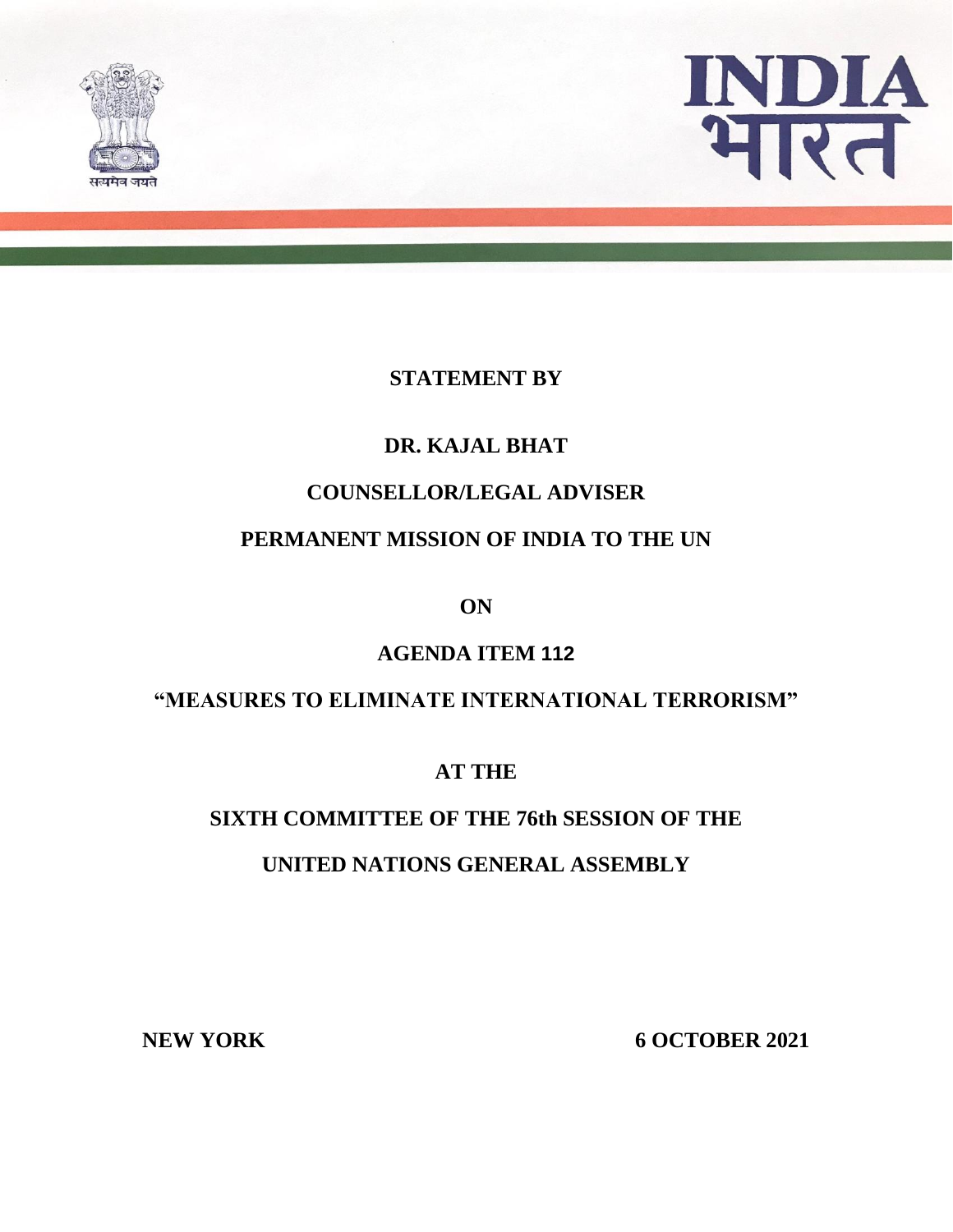सत्यमेव जयते

**INDIA**
**भारत**

**STATEMENT BY**

**DR. KAJAL BHAT**

**COUNSELLOR/LEGAL ADVISER**

**PERMANENT MISSION OF INDIA TO THE UN**

**ON**

**AGENDA ITEM 112**

**"MEASURES TO ELIMINATE INTERNATIONAL TERRORISM"**

**AT THE**

**SIXTH COMMITTEE OF THE 76th SESSION OF THE**

**UNITED NATIONS GENERAL ASSEMBLY**

**NEW YORK** **6 OCTOBER 2021**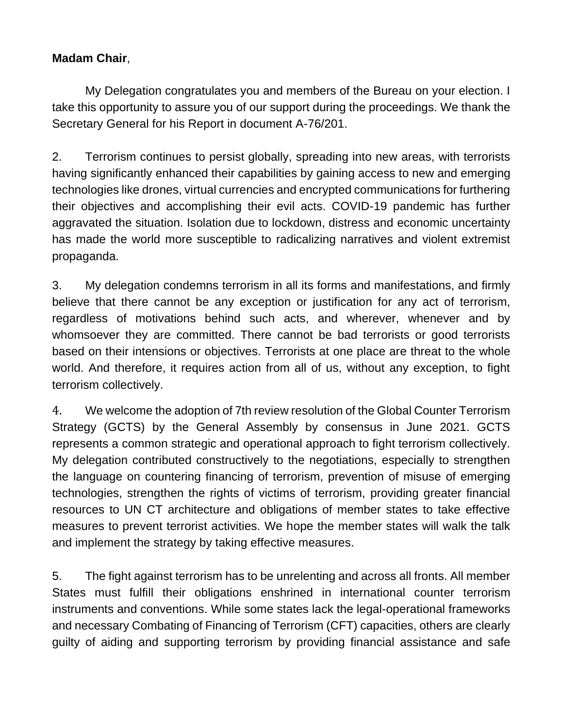**Madam Chair**,

My Delegation congratulates you and members of the Bureau on your election. I take this opportunity to assure you of our support during the proceedings. We thank the Secretary General for his Report in document A-76/201.

2. Terrorism continues to persist globally, spreading into new areas, with terrorists having significantly enhanced their capabilities by gaining access to new and emerging technologies like drones, virtual currencies and encrypted communications for furthering their objectives and accomplishing their evil acts. COVID-19 pandemic has further aggravated the situation. Isolation due to lockdown, distress and economic uncertainty has made the world more susceptible to radicalizing narratives and violent extremist propaganda.

3. My delegation condemns terrorism in all its forms and manifestations, and firmly believe that there cannot be any exception or justification for any act of terrorism, regardless of motivations behind such acts, and wherever, whenever and by whomsoever they are committed. There cannot be bad terrorists or good terrorists based on their intensions or objectives. Terrorists at one place are threat to the whole world. And therefore, it requires action from all of us, without any exception, to fight terrorism collectively.

4. We welcome the adoption of 7th review resolution of the Global Counter Terrorism Strategy (GCTS) by the General Assembly by consensus in June 2021. GCTS represents a common strategic and operational approach to fight terrorism collectively. My delegation contributed constructively to the negotiations, especially to strengthen the language on countering financing of terrorism, prevention of misuse of emerging technologies, strengthen the rights of victims of terrorism, providing greater financial resources to UN CT architecture and obligations of member states to take effective measures to prevent terrorist activities. We hope the member states will walk the talk and implement the strategy by taking effective measures.

5. The fight against terrorism has to be unrelenting and across all fronts. All member States must fulfill their obligations enshrined in international counter terrorism instruments and conventions. While some states lack the legal-operational frameworks and necessary Combating of Financing of Terrorism (CFT) capacities, others are clearly guilty of aiding and supporting terrorism by providing financial assistance and safe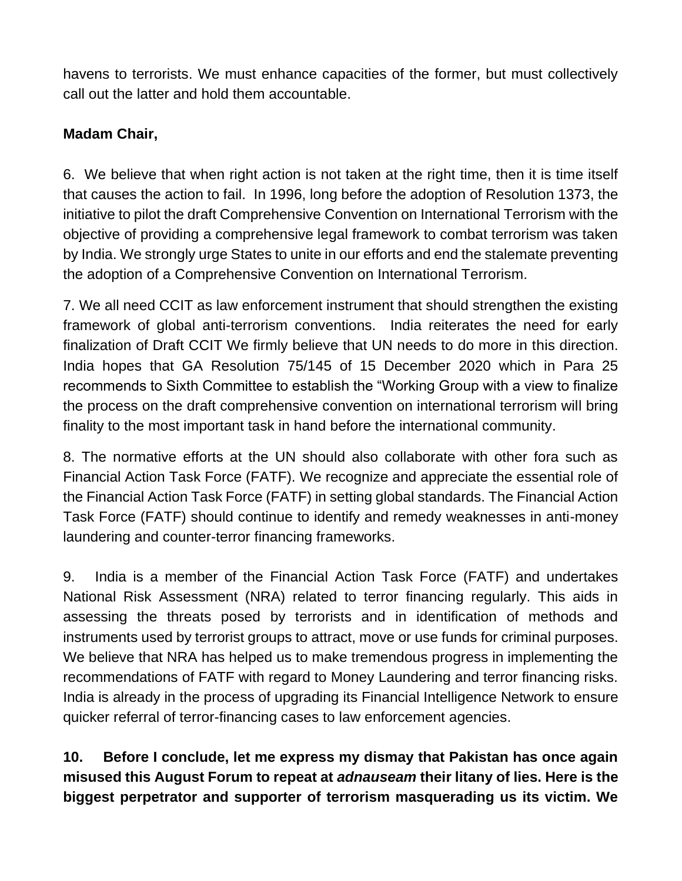havens to terrorists. We must enhance capacities of the former, but must collectively call out the latter and hold them accountable.

**Madam Chair,**

6. We believe that when right action is not taken at the right time, then it is time itself that causes the action to fail. In 1996, long before the adoption of Resolution 1373, the initiative to pilot the draft Comprehensive Convention on International Terrorism with the objective of providing a comprehensive legal framework to combat terrorism was taken by India. We strongly urge States to unite in our efforts and end the stalemate preventing the adoption of a Comprehensive Convention on International Terrorism.

7. We all need CCIT as law enforcement instrument that should strengthen the existing framework of global anti-terrorism conventions. India reiterates the need for early finalization of Draft CCIT We firmly believe that UN needs to do more in this direction. India hopes that GA Resolution 75/145 of 15 December 2020 which in Para 25 recommends to Sixth Committee to establish the "Working Group with a view to finalize the process on the draft comprehensive convention on international terrorism will bring finality to the most important task in hand before the international community.

8. The normative efforts at the UN should also collaborate with other fora such as Financial Action Task Force (FATF). We recognize and appreciate the essential role of the Financial Action Task Force (FATF) in setting global standards. The Financial Action Task Force (FATF) should continue to identify and remedy weaknesses in anti-money laundering and counter-terror financing frameworks.

9. India is a member of the Financial Action Task Force (FATF) and undertakes National Risk Assessment (NRA) related to terror financing regularly. This aids in assessing the threats posed by terrorists and in identification of methods and instruments used by terrorist groups to attract, move or use funds for criminal purposes. We believe that NRA has helped us to make tremendous progress in implementing the recommendations of FATF with regard to Money Laundering and terror financing risks. India is already in the process of upgrading its Financial Intelligence Network to ensure quicker referral of terror-financing cases to law enforcement agencies.

**10. Before I conclude, let me express my dismay that Pakistan has once again misused this August Forum to repeat at *adnauseam* their litany of lies. Here is the biggest perpetrator and supporter of terrorism masquerading us its victim. We**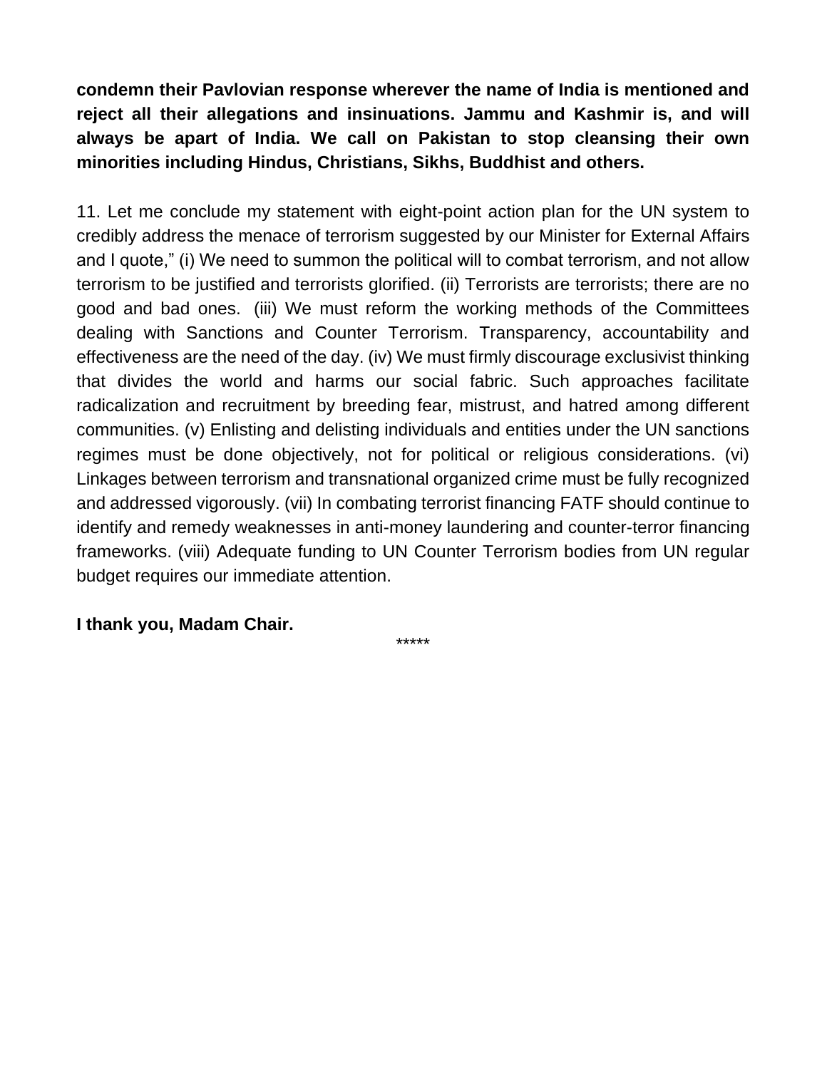**condemn their Pavlovian response wherever the name of India is mentioned and reject all their allegations and insinuations. Jammu and Kashmir is, and will always be apart of India. We call on Pakistan to stop cleansing their own minorities including Hindus, Christians, Sikhs, Buddhist and others.**

11. Let me conclude my statement with eight-point action plan for the UN system to credibly address the menace of terrorism suggested by our Minister for External Affairs and I quote," (i) We need to summon the political will to combat terrorism, and not allow terrorism to be justified and terrorists glorified. (ii) Terrorists are terrorists; there are no good and bad ones. (iii) We must reform the working methods of the Committees dealing with Sanctions and Counter Terrorism. Transparency, accountability and effectiveness are the need of the day. (iv) We must firmly discourage exclusivist thinking that divides the world and harms our social fabric. Such approaches facilitate radicalization and recruitment by breeding fear, mistrust, and hatred among different communities. (v) Enlisting and delisting individuals and entities under the UN sanctions regimes must be done objectively, not for political or religious considerations. (vi) Linkages between terrorism and transnational organized crime must be fully recognized and addressed vigorously. (vii) In combating terrorist financing FATF should continue to identify and remedy weaknesses in anti-money laundering and counter-terror financing frameworks. (viii) Adequate funding to UN Counter Terrorism bodies from UN regular budget requires our immediate attention.

**I thank you, Madam Chair.**

*****